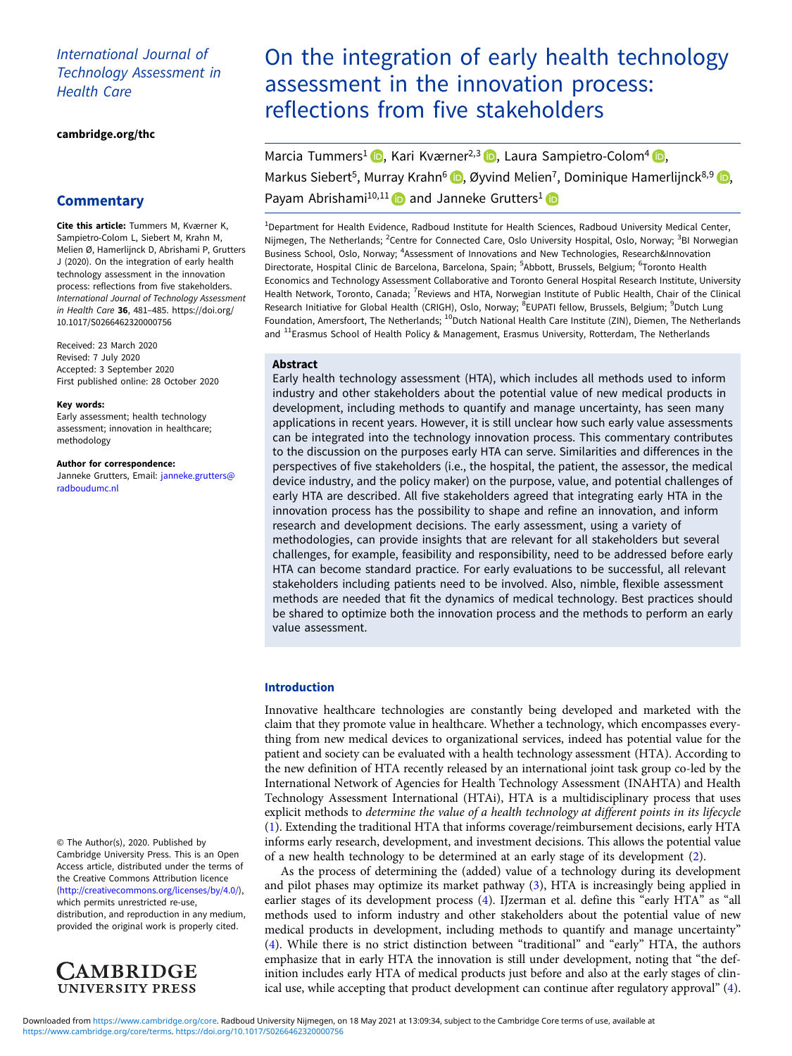International Journal of Technology Assessment in Health Care

cambridge.org/thc

## Commentary

**Cite this article:** Tummers M, Kværner K, Sampietro-Colom L, Siebert M, Krahn M, Melien Ø, Hamerlijnck D, Abrishami P, Grutters J (2020). On the integration of early health technology assessment in the innovation process: reflections from five stakeholders. *International Journal of Technology Assessment in Health Care* **36**, 481–485. https://doi.org/10.1017/S0266462320000756

Received: 23 March 2020
Revised: 7 July 2020
Accepted: 3 September 2020
First published online: 28 October 2020

**Key words:**
Early assessment; health technology assessment; innovation in healthcare; methodology

**Author for correspondence:**
Janneke Grutters, Email: janneke.grutters@radboudumc.nl

© The Author(s), 2020. Published by Cambridge University Press. This is an Open Access article, distributed under the terms of the Creative Commons Attribution licence (http://creativecommons.org/licenses/by/4.0/), which permits unrestricted re-use, distribution, and reproduction in any medium, provided the original work is properly cited.

# On the integration of early health technology assessment in the innovation process: reflections from five stakeholders

Marcia Tummers[1], Kari Kværner[2,3], Laura Sampietro-Colom[4], Markus Siebert[5], Murray Krahn[6], Øyvind Melien[7], Dominique Hamerlijnck[8,9], Payam Abrishami[10,11] and Janneke Grutters[1]

[1]Department for Health Evidence, Radboud Institute for Health Sciences, Radboud University Medical Center, Nijmegen, The Netherlands; [2]Centre for Connected Care, Oslo University Hospital, Oslo, Norway; [3]BI Norwegian Business School, Oslo, Norway; [4]Assessment of Innovations and New Technologies, Research&Innovation Directorate, Hospital Clinic de Barcelona, Barcelona, Spain; [5]Abbott, Brussels, Belgium; [6]Toronto Health Economics and Technology Assessment Collaborative and Toronto General Hospital Research Institute, University Health Network, Toronto, Canada; [7]Reviews and HTA, Norwegian Institute of Public Health, Chair of the Clinical Research Initiative for Global Health (CRIGH), Oslo, Norway; [8]EUPATI fellow, Brussels, Belgium; [9]Dutch Lung Foundation, Amersfoort, The Netherlands; [10]Dutch National Health Care Institute (ZIN), Diemen, The Netherlands and [11]Erasmus School of Health Policy & Management, Erasmus University, Rotterdam, The Netherlands

### Abstract

Early health technology assessment (HTA), which includes all methods used to inform industry and other stakeholders about the potential value of new medical products in development, including methods to quantify and manage uncertainty, has seen many applications in recent years. However, it is still unclear how such early value assessments can be integrated into the technology innovation process. This commentary contributes to the discussion on the purposes early HTA can serve. Similarities and differences in the perspectives of five stakeholders (i.e., the hospital, the patient, the assessor, the medical device industry, and the policy maker) on the purpose, value, and potential challenges of early HTA are described. All five stakeholders agreed that integrating early HTA in the innovation process has the possibility to shape and refine an innovation, and inform research and development decisions. The early assessment, using a variety of methodologies, can provide insights that are relevant for all stakeholders but several challenges, for example, feasibility and responsibility, need to be addressed before early HTA can become standard practice. For early evaluations to be successful, all relevant stakeholders including patients need to be involved. Also, nimble, flexible assessment methods are needed that fit the dynamics of medical technology. Best practices should be shared to optimize both the innovation process and the methods to perform an early value assessment.

## Introduction

Innovative healthcare technologies are constantly being developed and marketed with the claim that they promote value in healthcare. Whether a technology, which encompasses everything from new medical devices to organizational services, indeed has potential value for the patient and society can be evaluated with a health technology assessment (HTA). According to the new definition of HTA recently released by an international joint task group co-led by the International Network of Agencies for Health Technology Assessment (INAHTA) and Health Technology Assessment International (HTAi), HTA is a multidisciplinary process that uses explicit methods to *determine the value of a health technology at different points in its lifecycle* (1). Extending the traditional HTA that informs coverage/reimbursement decisions, early HTA informs early research, development, and investment decisions. This allows the potential value of a new health technology to be determined at an early stage of its development (2).

As the process of determining the (added) value of a technology during its development and pilot phases may optimize its market pathway (3), HTA is increasingly being applied in earlier stages of its development process (4). IJzerman et al. define this "early HTA" as "all methods used to inform industry and other stakeholders about the potential value of new medical products in development, including methods to quantify and manage uncertainty" (4). While there is no strict distinction between "traditional" and "early" HTA, the authors emphasize that in early HTA the innovation is still under development, noting that "the definition includes early HTA of medical products just before and also at the early stages of clinical use, while accepting that product development can continue after regulatory approval" (4).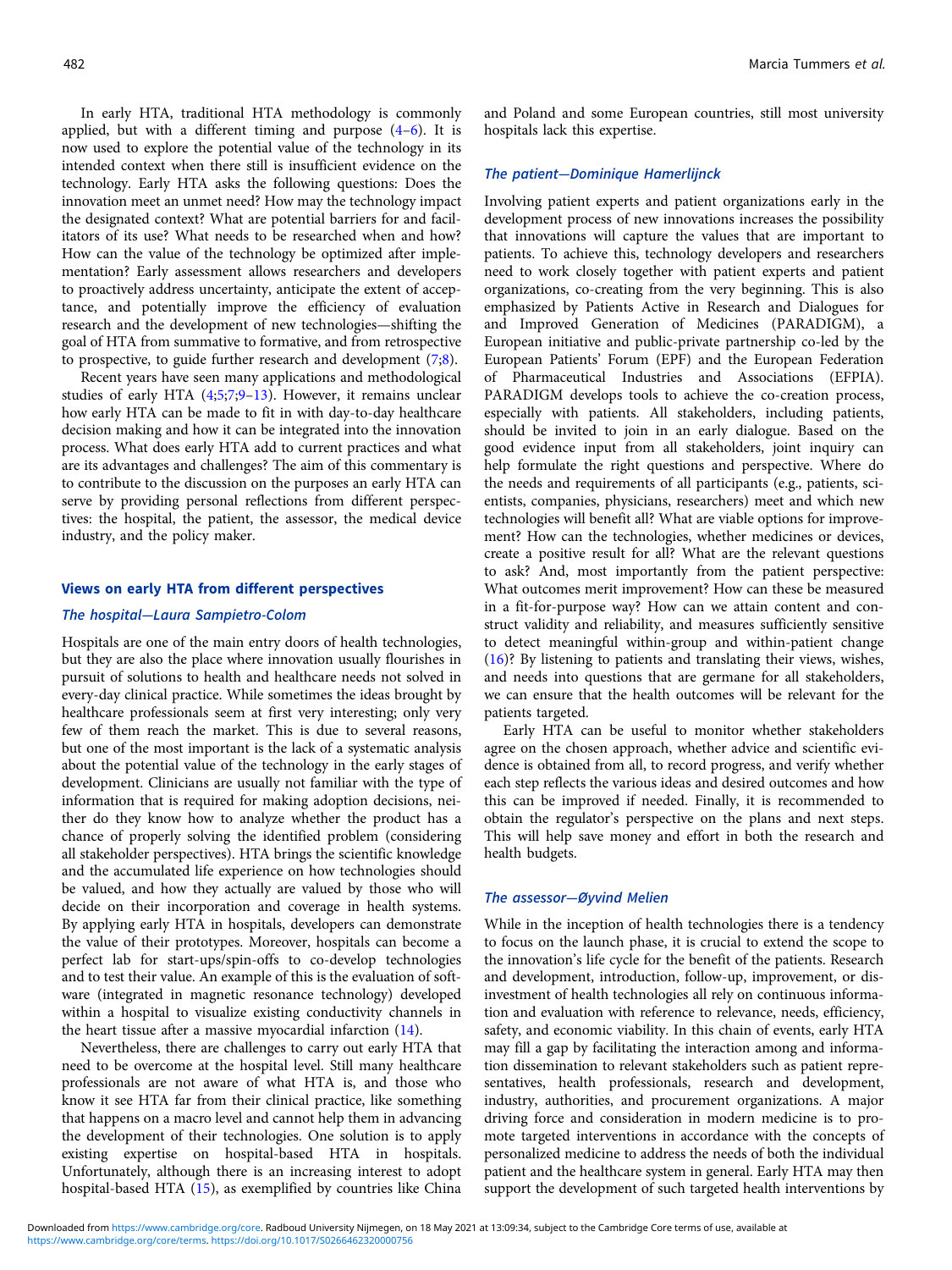In early HTA, traditional HTA methodology is commonly applied, but with a different timing and purpose (4–6). It is now used to explore the potential value of the technology in its intended context when there still is insufficient evidence on the technology. Early HTA asks the following questions: Does the innovation meet an unmet need? How may the technology impact the designated context? What are potential barriers for and facilitators of its use? What needs to be researched when and how? How can the value of the technology be optimized after implementation? Early assessment allows researchers and developers to proactively address uncertainty, anticipate the extent of acceptance, and potentially improve the efficiency of evaluation research and the development of new technologies—shifting the goal of HTA from summative to formative, and from retrospective to prospective, to guide further research and development (7;8).

Recent years have seen many applications and methodological studies of early HTA (4;5;7;9–13). However, it remains unclear how early HTA can be made to fit in with day-to-day healthcare decision making and how it can be integrated into the innovation process. What does early HTA add to current practices and what are its advantages and challenges? The aim of this commentary is to contribute to the discussion on the purposes an early HTA can serve by providing personal reflections from different perspectives: the hospital, the patient, the assessor, the medical device industry, and the policy maker.

## Views on early HTA from different perspectives

### The hospital—Laura Sampietro-Colom

Hospitals are one of the main entry doors of health technologies, but they are also the place where innovation usually flourishes in pursuit of solutions to health and healthcare needs not solved in every-day clinical practice. While sometimes the ideas brought by healthcare professionals seem at first very interesting; only very few of them reach the market. This is due to several reasons, but one of the most important is the lack of a systematic analysis about the potential value of the technology in the early stages of development. Clinicians are usually not familiar with the type of information that is required for making adoption decisions, neither do they know how to analyze whether the product has a chance of properly solving the identified problem (considering all stakeholder perspectives). HTA brings the scientific knowledge and the accumulated life experience on how technologies should be valued, and how they actually are valued by those who will decide on their incorporation and coverage in health systems. By applying early HTA in hospitals, developers can demonstrate the value of their prototypes. Moreover, hospitals can become a perfect lab for start-ups/spin-offs to co-develop technologies and to test their value. An example of this is the evaluation of software (integrated in magnetic resonance technology) developed within a hospital to visualize existing conductivity channels in the heart tissue after a massive myocardial infarction (14).

Nevertheless, there are challenges to carry out early HTA that need to be overcome at the hospital level. Still many healthcare professionals are not aware of what HTA is, and those who know it see HTA far from their clinical practice, like something that happens on a macro level and cannot help them in advancing the development of their technologies. One solution is to apply existing expertise on hospital-based HTA in hospitals. Unfortunately, although there is an increasing interest to adopt hospital-based HTA (15), as exemplified by countries like China and Poland and some European countries, still most university hospitals lack this expertise.

### The patient—Dominique Hamerlijnck

Involving patient experts and patient organizations early in the development process of new innovations increases the possibility that innovations will capture the values that are important to patients. To achieve this, technology developers and researchers need to work closely together with patient experts and patient organizations, co-creating from the very beginning. This is also emphasized by Patients Active in Research and Dialogues for and Improved Generation of Medicines (PARADIGM), a European initiative and public-private partnership co-led by the European Patients' Forum (EPF) and the European Federation of Pharmaceutical Industries and Associations (EFPIA). PARADIGM develops tools to achieve the co-creation process, especially with patients. All stakeholders, including patients, should be invited to join in an early dialogue. Based on the good evidence input from all stakeholders, joint inquiry can help formulate the right questions and perspective. Where do the needs and requirements of all participants (e.g., patients, scientists, companies, physicians, researchers) meet and which new technologies will benefit all? What are viable options for improvement? How can the technologies, whether medicines or devices, create a positive result for all? What are the relevant questions to ask? And, most importantly from the patient perspective: What outcomes merit improvement? How can these be measured in a fit-for-purpose way? How can we attain content and construct validity and reliability, and measures sufficiently sensitive to detect meaningful within-group and within-patient change (16)? By listening to patients and translating their views, wishes, and needs into questions that are germane for all stakeholders, we can ensure that the health outcomes will be relevant for the patients targeted.

Early HTA can be useful to monitor whether stakeholders agree on the chosen approach, whether advice and scientific evidence is obtained from all, to record progress, and verify whether each step reflects the various ideas and desired outcomes and how this can be improved if needed. Finally, it is recommended to obtain the regulator's perspective on the plans and next steps. This will help save money and effort in both the research and health budgets.

### The assessor—Øyvind Melien

While in the inception of health technologies there is a tendency to focus on the launch phase, it is crucial to extend the scope to the innovation's life cycle for the benefit of the patients. Research and development, introduction, follow-up, improvement, or disinvestment of health technologies all rely on continuous information and evaluation with reference to relevance, needs, efficiency, safety, and economic viability. In this chain of events, early HTA may fill a gap by facilitating the interaction among and information dissemination to relevant stakeholders such as patient representatives, health professionals, research and development, industry, authorities, and procurement organizations. A major driving force and consideration in modern medicine is to promote targeted interventions in accordance with the concepts of personalized medicine to address the needs of both the individual patient and the healthcare system in general. Early HTA may then support the development of such targeted health interventions by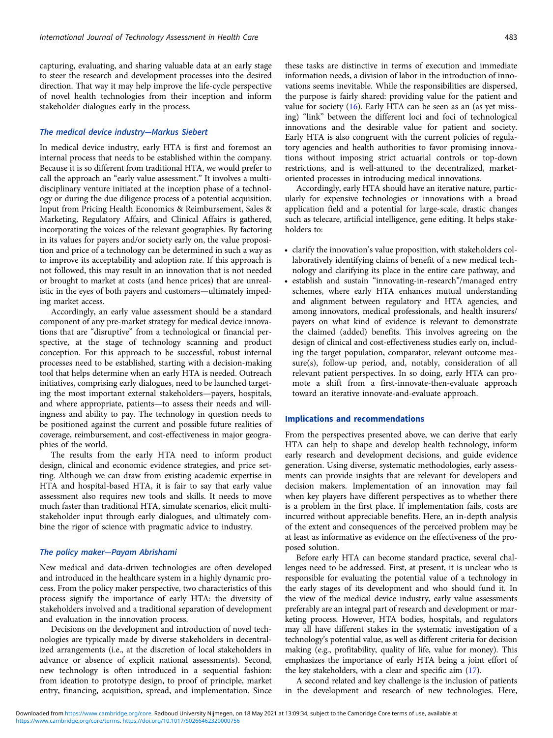capturing, evaluating, and sharing valuable data at an early stage to steer the research and development processes into the desired direction. That way it may help improve the life-cycle perspective of novel health technologies from their inception and inform stakeholder dialogues early in the process.

### *The medical device industry—Markus Siebert*

In medical device industry, early HTA is first and foremost an internal process that needs to be established within the company. Because it is so different from traditional HTA, we would prefer to call the approach an "early value assessment." It involves a multidisciplinary venture initiated at the inception phase of a technology or during the due diligence process of a potential acquisition. Input from Pricing Health Economics & Reimbursement, Sales & Marketing, Regulatory Affairs, and Clinical Affairs is gathered, incorporating the voices of the relevant geographies. By factoring in its values for payers and/or society early on, the value proposition and price of a technology can be determined in such a way as to improve its acceptability and adoption rate. If this approach is not followed, this may result in an innovation that is not needed or brought to market at costs (and hence prices) that are unrealistic in the eyes of both payers and customers—ultimately impeding market access.

Accordingly, an early value assessment should be a standard component of any pre-market strategy for medical device innovations that are "disruptive" from a technological or financial perspective, at the stage of technology scanning and product conception. For this approach to be successful, robust internal processes need to be established, starting with a decision-making tool that helps determine when an early HTA is needed. Outreach initiatives, comprising early dialogues, need to be launched targeting the most important external stakeholders—payers, hospitals, and where appropriate, patients—to assess their needs and willingness and ability to pay. The technology in question needs to be positioned against the current and possible future realities of coverage, reimbursement, and cost-effectiveness in major geographies of the world.

The results from the early HTA need to inform product design, clinical and economic evidence strategies, and price setting. Although we can draw from existing academic expertise in HTA and hospital-based HTA, it is fair to say that early value assessment also requires new tools and skills. It needs to move much faster than traditional HTA, simulate scenarios, elicit multistakeholder input through early dialogues, and ultimately combine the rigor of science with pragmatic advice to industry.

### *The policy maker—Payam Abrishami*

New medical and data-driven technologies are often developed and introduced in the healthcare system in a highly dynamic process. From the policy maker perspective, two characteristics of this process signify the importance of early HTA: the diversity of stakeholders involved and a traditional separation of development and evaluation in the innovation process.

Decisions on the development and introduction of novel technologies are typically made by diverse stakeholders in decentralized arrangements (i.e., at the discretion of local stakeholders in advance or absence of explicit national assessments). Second, new technology is often introduced in a sequential fashion: from ideation to prototype design, to proof of principle, market entry, financing, acquisition, spread, and implementation. Since these tasks are distinctive in terms of execution and immediate information needs, a division of labor in the introduction of innovations seems inevitable. While the responsibilities are dispersed, the purpose is fairly shared: providing value for the patient and value for society (16). Early HTA can be seen as an (as yet missing) "link" between the different loci and foci of technological innovations and the desirable value for patient and society. Early HTA is also congruent with the current policies of regulatory agencies and health authorities to favor promising innovations without imposing strict actuarial controls or top-down restrictions, and is well-attuned to the decentralized, market-oriented processes in introducing medical innovations.

Accordingly, early HTA should have an iterative nature, particularly for expensive technologies or innovations with a broad application field and a potential for large-scale, drastic changes such as telecare, artificial intelligence, gene editing. It helps stakeholders to:

- clarify the innovation's value proposition, with stakeholders collaboratively identifying claims of benefit of a new medical technology and clarifying its place in the entire care pathway, and
- establish and sustain "innovating-in-research"/managed entry schemes, where early HTA enhances mutual understanding and alignment between regulatory and HTA agencies, and among innovators, medical professionals, and health insurers/payers on what kind of evidence is relevant to demonstrate the claimed (added) benefits. This involves agreeing on the design of clinical and cost-effectiveness studies early on, including the target population, comparator, relevant outcome measure(s), follow-up period, and, notably, consideration of all relevant patient perspectives. In so doing, early HTA can promote a shift from a first-innovate-then-evaluate approach toward an iterative innovate-and-evaluate approach.

## Implications and recommendations

From the perspectives presented above, we can derive that early HTA can help to shape and develop health technology, inform early research and development decisions, and guide evidence generation. Using diverse, systematic methodologies, early assessments can provide insights that are relevant for developers and decision makers. Implementation of an innovation may fail when key players have different perspectives as to whether there is a problem in the first place. If implementation fails, costs are incurred without appreciable benefits. Here, an in-depth analysis of the extent and consequences of the perceived problem may be at least as informative as evidence on the effectiveness of the proposed solution.

Before early HTA can become standard practice, several challenges need to be addressed. First, at present, it is unclear who is responsible for evaluating the potential value of a technology in the early stages of its development and who should fund it. In the view of the medical device industry, early value assessments preferably are an integral part of research and development or marketing process. However, HTA bodies, hospitals, and regulators may all have different stakes in the systematic investigation of a technology's potential value, as well as different criteria for decision making (e.g., profitability, quality of life, value for money). This emphasizes the importance of early HTA being a joint effort of the key stakeholders, with a clear and specific aim (17).

A second related and key challenge is the inclusion of patients in the development and research of new technologies. Here,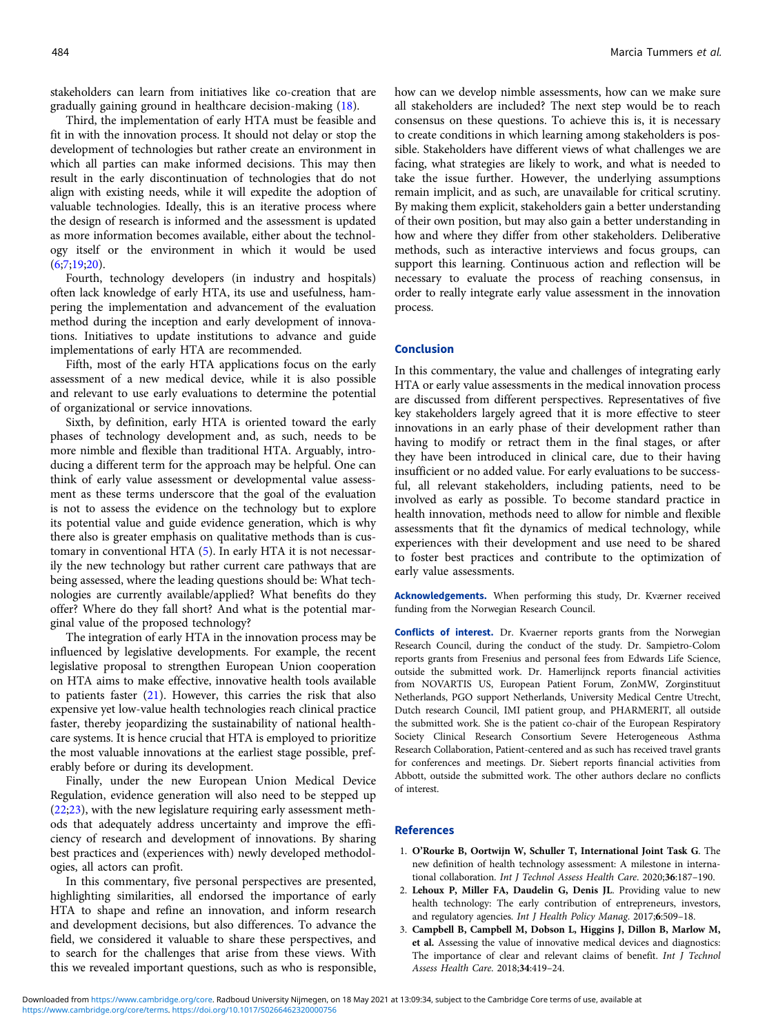stakeholders can learn from initiatives like co-creation that are gradually gaining ground in healthcare decision-making (18).

Third, the implementation of early HTA must be feasible and fit in with the innovation process. It should not delay or stop the development of technologies but rather create an environment in which all parties can make informed decisions. This may then result in the early discontinuation of technologies that do not align with existing needs, while it will expedite the adoption of valuable technologies. Ideally, this is an iterative process where the design of research is informed and the assessment is updated as more information becomes available, either about the technology itself or the environment in which it would be used (6;7;19;20).

Fourth, technology developers (in industry and hospitals) often lack knowledge of early HTA, its use and usefulness, hampering the implementation and advancement of the evaluation method during the inception and early development of innovations. Initiatives to update institutions to advance and guide implementations of early HTA are recommended.

Fifth, most of the early HTA applications focus on the early assessment of a new medical device, while it is also possible and relevant to use early evaluations to determine the potential of organizational or service innovations.

Sixth, by definition, early HTA is oriented toward the early phases of technology development and, as such, needs to be more nimble and flexible than traditional HTA. Arguably, introducing a different term for the approach may be helpful. One can think of early value assessment or developmental value assessment as these terms underscore that the goal of the evaluation is not to assess the evidence on the technology but to explore its potential value and guide evidence generation, which is why there also is greater emphasis on qualitative methods than is customary in conventional HTA (5). In early HTA it is not necessarily the new technology but rather current care pathways that are being assessed, where the leading questions should be: What technologies are currently available/applied? What benefits do they offer? Where do they fall short? And what is the potential marginal value of the proposed technology?

The integration of early HTA in the innovation process may be influenced by legislative developments. For example, the recent legislative proposal to strengthen European Union cooperation on HTA aims to make effective, innovative health tools available to patients faster (21). However, this carries the risk that also expensive yet low-value health technologies reach clinical practice faster, thereby jeopardizing the sustainability of national healthcare systems. It is hence crucial that HTA is employed to prioritize the most valuable innovations at the earliest stage possible, preferably before or during its development.

Finally, under the new European Union Medical Device Regulation, evidence generation will also need to be stepped up (22;23), with the new legislature requiring early assessment methods that adequately address uncertainty and improve the efficiency of research and development of innovations. By sharing best practices and (experiences with) newly developed methodologies, all actors can profit.

In this commentary, five personal perspectives are presented, highlighting similarities, all endorsed the importance of early HTA to shape and refine an innovation, and inform research and development decisions, but also differences. To advance the field, we considered it valuable to share these perspectives, and to search for the challenges that arise from these views. With this we revealed important questions, such as who is responsible, how can we develop nimble assessments, how can we make sure all stakeholders are included? The next step would be to reach consensus on these questions. To achieve this is, it is necessary to create conditions in which learning among stakeholders is possible. Stakeholders have different views of what challenges we are facing, what strategies are likely to work, and what is needed to take the issue further. However, the underlying assumptions remain implicit, and as such, are unavailable for critical scrutiny. By making them explicit, stakeholders gain a better understanding of their own position, but may also gain a better understanding in how and where they differ from other stakeholders. Deliberative methods, such as interactive interviews and focus groups, can support this learning. Continuous action and reflection will be necessary to evaluate the process of reaching consensus, in order to really integrate early value assessment in the innovation process.

## Conclusion

In this commentary, the value and challenges of integrating early HTA or early value assessments in the medical innovation process are discussed from different perspectives. Representatives of five key stakeholders largely agreed that it is more effective to steer innovations in an early phase of their development rather than having to modify or retract them in the final stages, or after they have been introduced in clinical care, due to their having insufficient or no added value. For early evaluations to be successful, all relevant stakeholders, including patients, need to be involved as early as possible. To become standard practice in health innovation, methods need to allow for nimble and flexible assessments that fit the dynamics of medical technology, while experiences with their development and use need to be shared to foster best practices and contribute to the optimization of early value assessments.

**Acknowledgements.** When performing this study, Dr. Kværner received funding from the Norwegian Research Council.

**Conflicts of interest.** Dr. Kvaerner reports grants from the Norwegian Research Council, during the conduct of the study. Dr. Sampietro-Colom reports grants from Fresenius and personal fees from Edwards Life Science, outside the submitted work. Dr. Hamerlijnck reports financial activities from NOVARTIS US, European Patient Forum, ZonMW, Zorginstituut Netherlands, PGO support Netherlands, University Medical Centre Utrecht, Dutch research Council, IMI patient group, and PHARMERIT, all outside the submitted work. She is the patient co-chair of the European Respiratory Society Clinical Research Consortium Severe Heterogeneous Asthma Research Collaboration, Patient-centered and as such has received travel grants for conferences and meetings. Dr. Siebert reports financial activities from Abbott, outside the submitted work. The other authors declare no conflicts of interest.

## References

1. **O'Rourke B, Oortwijn W, Schuller T, International Joint Task G.** The new definition of health technology assessment: A milestone in international collaboration. *Int J Technol Assess Health Care.* 2020;**36**:187–190.
2. **Lehoux P, Miller FA, Daudelin G, Denis JL.** Providing value to new health technology: The early contribution of entrepreneurs, investors, and regulatory agencies. *Int J Health Policy Manag.* 2017;**6**:509–18.
3. **Campbell B, Campbell M, Dobson L, Higgins J, Dillon B, Marlow M, et al.** Assessing the value of innovative medical devices and diagnostics: The importance of clear and relevant claims of benefit. *Int J Technol Assess Health Care.* 2018;**34**:419–24.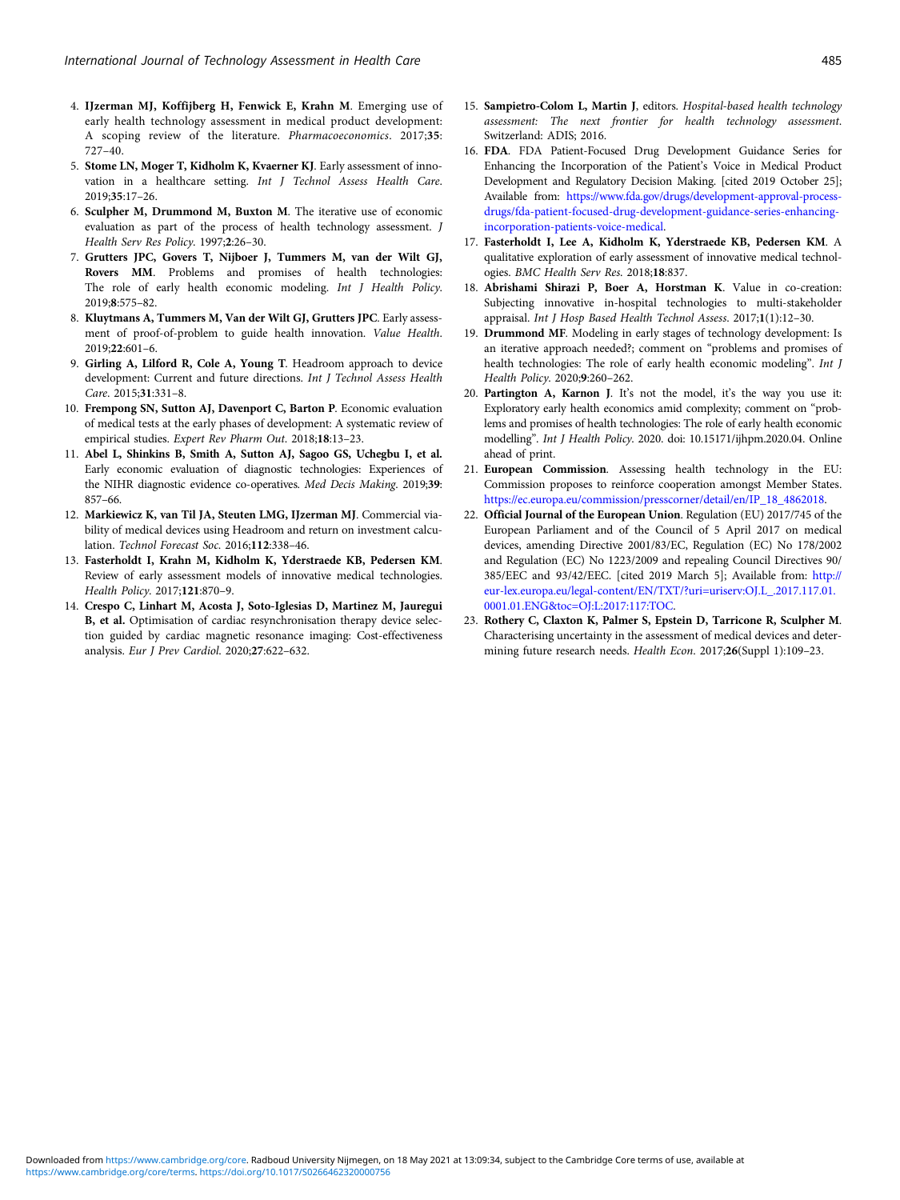4. **IJzerman MJ, Koffijberg H, Fenwick E, Krahn M**. Emerging use of early health technology assessment in medical product development: A scoping review of the literature. *Pharmacoeconomics*. 2017;**35**: 727–40.
5. **Stome LN, Moger T, Kidholm K, Kvaerner KJ**. Early assessment of innovation in a healthcare setting. *Int J Technol Assess Health Care*. 2019;**35**:17–26.
6. **Sculpher M, Drummond M, Buxton M**. The iterative use of economic evaluation as part of the process of health technology assessment. *J Health Serv Res Policy*. 1997;**2**:26–30.
7. **Grutters JPC, Govers T, Nijboer J, Tummers M, van der Wilt GJ, Rovers MM**. Problems and promises of health technologies: The role of early health economic modeling. *Int J Health Policy*. 2019;**8**:575–82.
8. **Kluytmans A, Tummers M, Van der Wilt GJ, Grutters JPC**. Early assessment of proof-of-problem to guide health innovation. *Value Health*. 2019;**22**:601–6.
9. **Girling A, Lilford R, Cole A, Young T**. Headroom approach to device development: Current and future directions. *Int J Technol Assess Health Care*. 2015;**31**:331–8.
10. **Frempong SN, Sutton AJ, Davenport C, Barton P**. Economic evaluation of medical tests at the early phases of development: A systematic review of empirical studies. *Expert Rev Pharm Out*. 2018;**18**:13–23.
11. **Abel L, Shinkins B, Smith A, Sutton AJ, Sagoo GS, Uchegbu I, et al.** Early economic evaluation of diagnostic technologies: Experiences of the NIHR diagnostic evidence co-operatives. *Med Decis Making*. 2019;**39**: 857–66.
12. **Markiewicz K, van Til JA, Steuten LMG, IJzerman MJ**. Commercial viability of medical devices using Headroom and return on investment calculation. *Technol Forecast Soc*. 2016;**112**:338–46.
13. **Fasterholdt I, Krahn M, Kidholm K, Yderstraede KB, Pedersen KM**. Review of early assessment models of innovative medical technologies. *Health Policy*. 2017;**121**:870–9.
14. **Crespo C, Linhart M, Acosta J, Soto-Iglesias D, Martinez M, Jauregui B, et al.** Optimisation of cardiac resynchronisation therapy device selection guided by cardiac magnetic resonance imaging: Cost-effectiveness analysis. *Eur J Prev Cardiol*. 2020;**27**:622–632.
15. **Sampietro-Colom L, Martin J**, editors. *Hospital-based health technology assessment: The next frontier for health technology assessment*. Switzerland: ADIS; 2016.
16. **FDA**. FDA Patient-Focused Drug Development Guidance Series for Enhancing the Incorporation of the Patient's Voice in Medical Product Development and Regulatory Decision Making. [cited 2019 October 25]; Available from: https://www.fda.gov/drugs/development-approval-process-drugs/fda-patient-focused-drug-development-guidance-series-enhancing-incorporation-patients-voice-medical.
17. **Fasterholdt I, Lee A, Kidholm K, Yderstraede KB, Pedersen KM**. A qualitative exploration of early assessment of innovative medical technologies. *BMC Health Serv Res*. 2018;**18**:837.
18. **Abrishami Shirazi P, Boer A, Horstman K**. Value in co-creation: Subjecting innovative in-hospital technologies to multi-stakeholder appraisal. *Int J Hosp Based Health Technol Assess*. 2017;**1**(1):12–30.
19. **Drummond MF**. Modeling in early stages of technology development: Is an iterative approach needed?; comment on "problems and promises of health technologies: The role of early health economic modeling". *Int J Health Policy*. 2020;**9**:260–262.
20. **Partington A, Karnon J**. It's not the model, it's the way you use it: Exploratory early health economics amid complexity; comment on "problems and promises of health technologies: The role of early health economic modelling". *Int J Health Policy*. 2020. doi: 10.15171/ijhpm.2020.04. Online ahead of print.
21. **European Commission**. Assessing health technology in the EU: Commission proposes to reinforce cooperation amongst Member States. https://ec.europa.eu/commission/presscorner/detail/en/IP_18_4862018.
22. **Official Journal of the European Union**. Regulation (EU) 2017/745 of the European Parliament and of the Council of 5 April 2017 on medical devices, amending Directive 2001/83/EC, Regulation (EC) No 178/2002 and Regulation (EC) No 1223/2009 and repealing Council Directives 90/385/EEC and 93/42/EEC. [cited 2019 March 5]; Available from: http://eur-lex.europa.eu/legal-content/EN/TXT/?uri=uriserv:OJ.L_.2017.117.01.0001.01.ENG&toc=OJ:L:2017:117:TOC.
23. **Rothery C, Claxton K, Palmer S, Epstein D, Tarricone R, Sculpher M**. Characterising uncertainty in the assessment of medical devices and determining future research needs. *Health Econ*. 2017;**26**(Suppl 1):109–23.